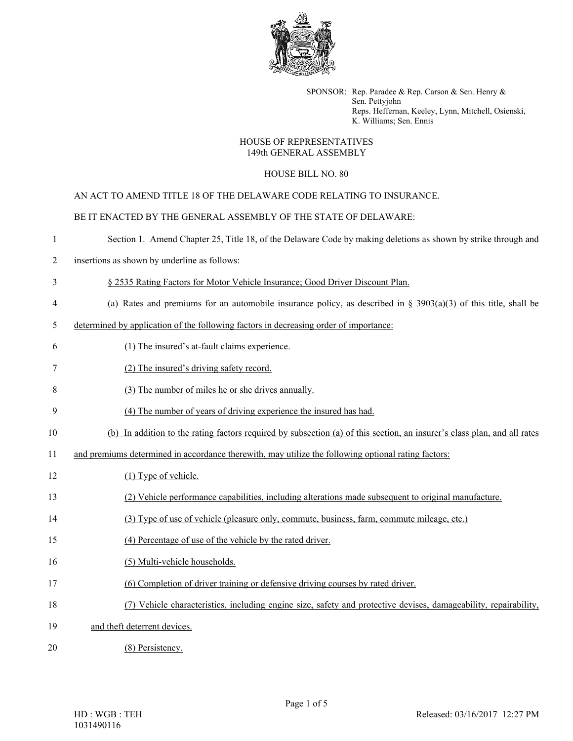SPONSOR: Rep. Paradee & Rep. Carson & Sen. Henry & Sen. Pettyjohn
Reps. Heffernan, Keeley, Lynn, Mitchell, Osienski, K. Williams; Sen. Ennis

HOUSE OF REPRESENTATIVES
149th GENERAL ASSEMBLY

HOUSE BILL NO. 80

AN ACT TO AMEND TITLE 18 OF THE DELAWARE CODE RELATING TO INSURANCE.

BE IT ENACTED BY THE GENERAL ASSEMBLY OF THE STATE OF DELAWARE:

1 Section 1. Amend Chapter 25, Title 18, of the Delaware Code by making deletions as shown by strike through and
2 insertions as shown by underline as follows:

3 § 2535 Rating Factors for Motor Vehicle Insurance; Good Driver Discount Plan.

4 (a) Rates and premiums for an automobile insurance policy, as described in § 3903(a)(3) of this title, shall be
5 determined by application of the following factors in decreasing order of importance:

6 (1) The insured's at-fault claims experience.

7 (2) The insured's driving safety record.

8 (3) The number of miles he or she drives annually.

9 (4) The number of years of driving experience the insured has had.

10 (b) In addition to the rating factors required by subsection (a) of this section, an insurer's class plan, and all rates
11 and premiums determined in accordance therewith, may utilize the following optional rating factors:

12 (1) Type of vehicle.

13 (2) Vehicle performance capabilities, including alterations made subsequent to original manufacture.

14 (3) Type of use of vehicle (pleasure only, commute, business, farm, commute mileage, etc.)

15 (4) Percentage of use of the vehicle by the rated driver.

16 (5) Multi-vehicle households.

17 (6) Completion of driver training or defensive driving courses by rated driver.

18 (7) Vehicle characteristics, including engine size, safety and protective devises, damageability, repairability,
19 and theft deterrent devices.

20 (8) Persistency.

HD : WGB : TEH
1031490116

Released: 03/16/2017 12:27 PM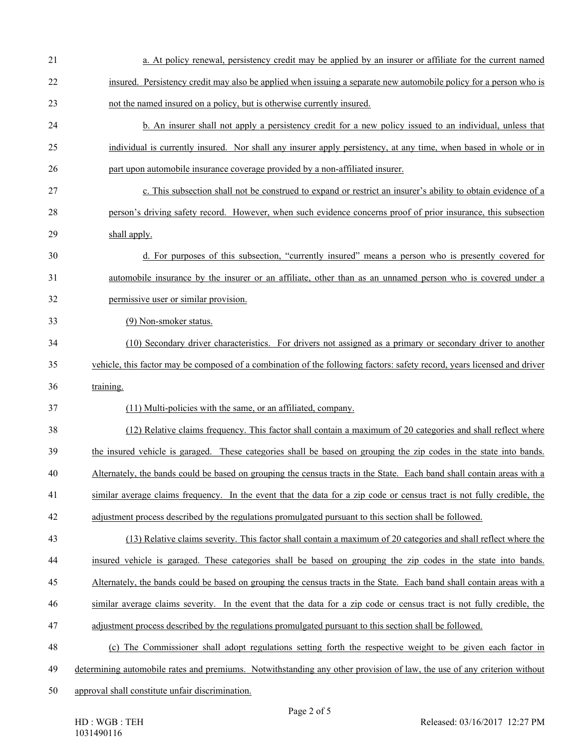a. At policy renewal, persistency credit may be applied by an insurer or affiliate for the current named insured. Persistency credit may also be applied when issuing a separate new automobile policy for a person who is not the named insured on a policy, but is otherwise currently insured.

b. An insurer shall not apply a persistency credit for a new policy issued to an individual, unless that individual is currently insured. Nor shall any insurer apply persistency, at any time, when based in whole or in part upon automobile insurance coverage provided by a non-affiliated insurer.

c. This subsection shall not be construed to expand or restrict an insurer's ability to obtain evidence of a person's driving safety record. However, when such evidence concerns proof of prior insurance, this subsection shall apply.

d. For purposes of this subsection, "currently insured" means a person who is presently covered for automobile insurance by the insurer or an affiliate, other than as an unnamed person who is covered under a permissive user or similar provision.

(9) Non-smoker status.

(10) Secondary driver characteristics. For drivers not assigned as a primary or secondary driver to another vehicle, this factor may be composed of a combination of the following factors: safety record, years licensed and driver training.

(11) Multi-policies with the same, or an affiliated, company.

(12) Relative claims frequency. This factor shall contain a maximum of 20 categories and shall reflect where the insured vehicle is garaged. These categories shall be based on grouping the zip codes in the state into bands. Alternately, the bands could be based on grouping the census tracts in the State. Each band shall contain areas with a similar average claims frequency. In the event that the data for a zip code or census tract is not fully credible, the adjustment process described by the regulations promulgated pursuant to this section shall be followed.

(13) Relative claims severity. This factor shall contain a maximum of 20 categories and shall reflect where the insured vehicle is garaged. These categories shall be based on grouping the zip codes in the state into bands. Alternately, the bands could be based on grouping the census tracts in the State. Each band shall contain areas with a similar average claims severity. In the event that the data for a zip code or census tract is not fully credible, the adjustment process described by the regulations promulgated pursuant to this section shall be followed.

(c) The Commissioner shall adopt regulations setting forth the respective weight to be given each factor in determining automobile rates and premiums. Notwithstanding any other provision of law, the use of any criterion without approval shall constitute unfair discrimination.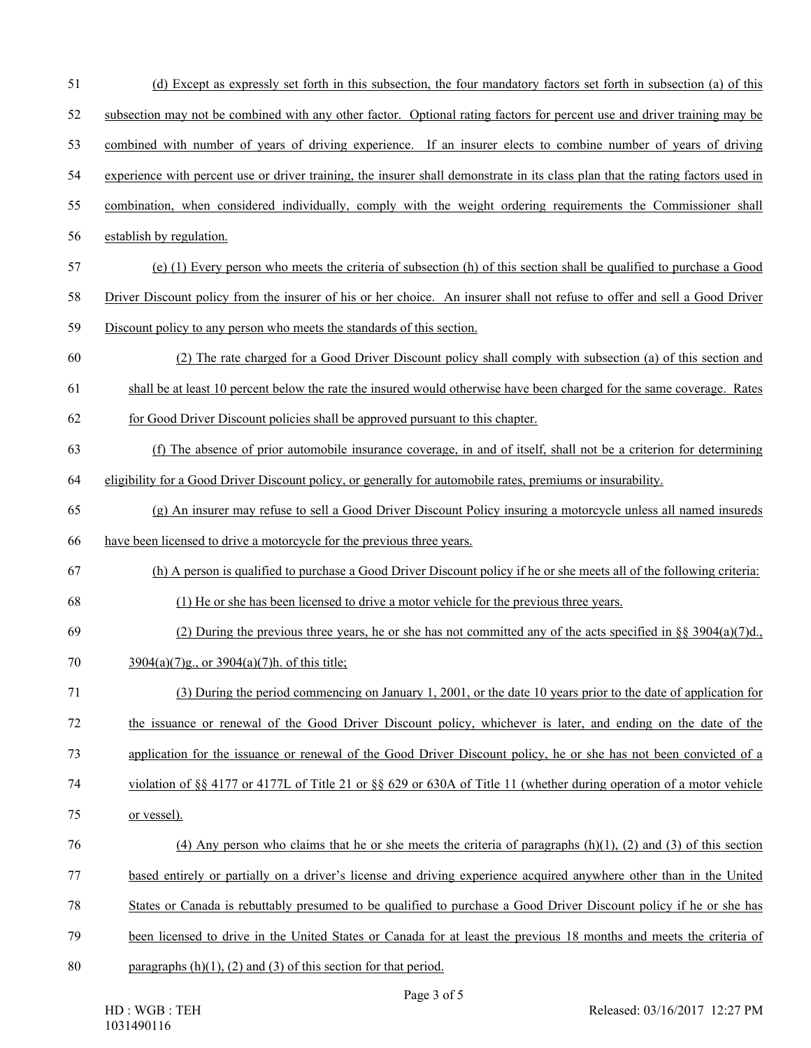(d) Except as expressly set forth in this subsection, the four mandatory factors set forth in subsection (a) of this subsection may not be combined with any other factor. Optional rating factors for percent use and driver training may be combined with number of years of driving experience. If an insurer elects to combine number of years of driving experience with percent use or driver training, the insurer shall demonstrate in its class plan that the rating factors used in combination, when considered individually, comply with the weight ordering requirements the Commissioner shall establish by regulation.

(e) (1) Every person who meets the criteria of subsection (h) of this section shall be qualified to purchase a Good Driver Discount policy from the insurer of his or her choice. An insurer shall not refuse to offer and sell a Good Driver Discount policy to any person who meets the standards of this section.

(2) The rate charged for a Good Driver Discount policy shall comply with subsection (a) of this section and shall be at least 10 percent below the rate the insured would otherwise have been charged for the same coverage. Rates for Good Driver Discount policies shall be approved pursuant to this chapter.

(f) The absence of prior automobile insurance coverage, in and of itself, shall not be a criterion for determining eligibility for a Good Driver Discount policy, or generally for automobile rates, premiums or insurability.

(g) An insurer may refuse to sell a Good Driver Discount Policy insuring a motorcycle unless all named insureds have been licensed to drive a motorcycle for the previous three years.

(h) A person is qualified to purchase a Good Driver Discount policy if he or she meets all of the following criteria:

(1) He or she has been licensed to drive a motor vehicle for the previous three years.

(2) During the previous three years, he or she has not committed any of the acts specified in §§ 3904(a)(7)d., 3904(a)(7)g., or 3904(a)(7)h. of this title;

(3) During the period commencing on January 1, 2001, or the date 10 years prior to the date of application for the issuance or renewal of the Good Driver Discount policy, whichever is later, and ending on the date of the application for the issuance or renewal of the Good Driver Discount policy, he or she has not been convicted of a violation of §§ 4177 or 4177L of Title 21 or §§ 629 or 630A of Title 11 (whether during operation of a motor vehicle or vessel).

(4) Any person who claims that he or she meets the criteria of paragraphs (h)(1), (2) and (3) of this section based entirely or partially on a driver's license and driving experience acquired anywhere other than in the United States or Canada is rebuttably presumed to be qualified to purchase a Good Driver Discount policy if he or she has been licensed to drive in the United States or Canada for at least the previous 18 months and meets the criteria of paragraphs (h)(1), (2) and (3) of this section for that period.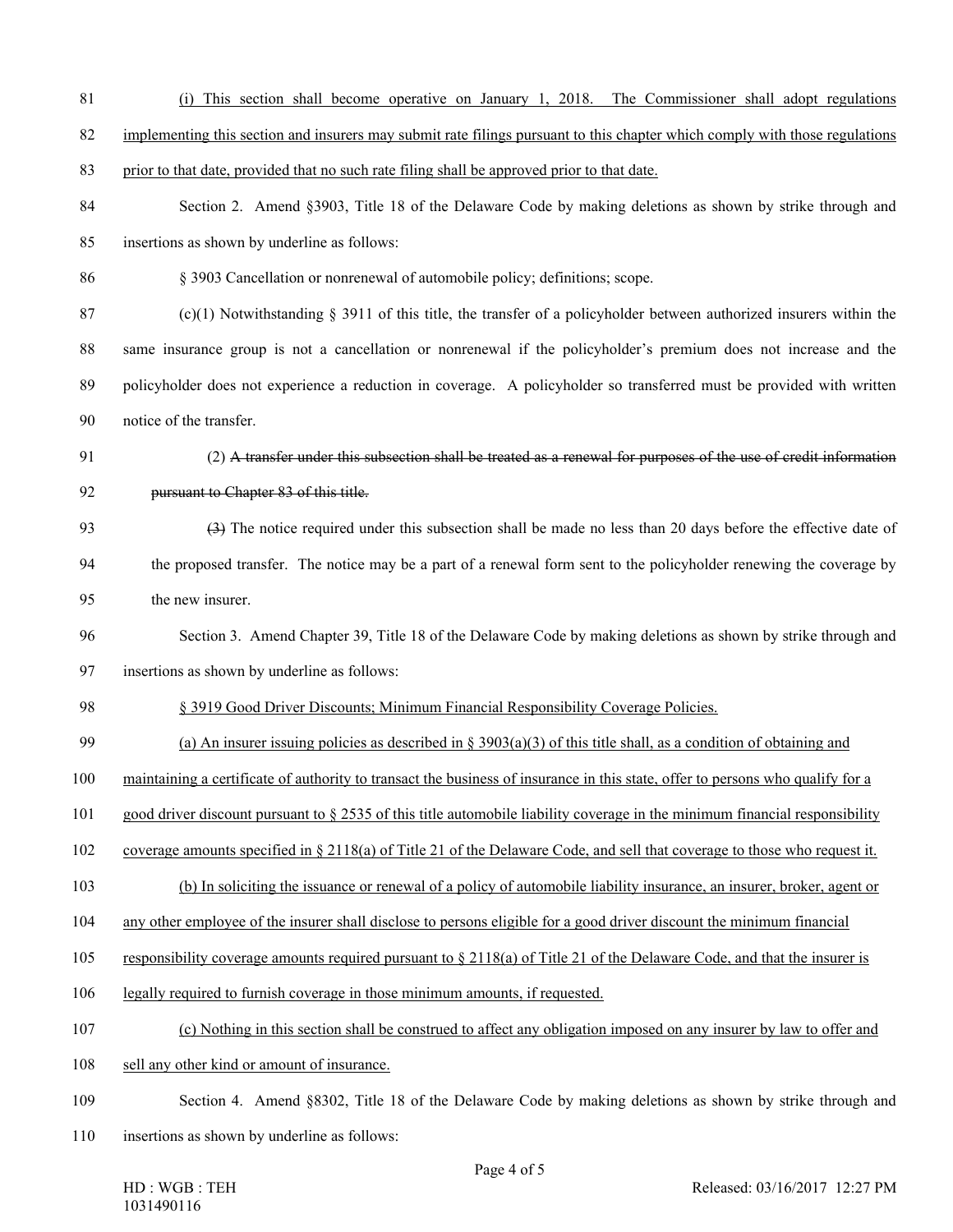(i) This section shall become operative on January 1, 2018. The Commissioner shall adopt regulations implementing this section and insurers may submit rate filings pursuant to this chapter which comply with those regulations prior to that date, provided that no such rate filing shall be approved prior to that date.

Section 2. Amend §3903, Title 18 of the Delaware Code by making deletions as shown by strike through and insertions as shown by underline as follows:

§ 3903 Cancellation or nonrenewal of automobile policy; definitions; scope.

(c)(1) Notwithstanding § 3911 of this title, the transfer of a policyholder between authorized insurers within the same insurance group is not a cancellation or nonrenewal if the policyholder's premium does not increase and the policyholder does not experience a reduction in coverage. A policyholder so transferred must be provided with written notice of the transfer.

(2) ~~A transfer under this subsection shall be treated as a renewal for purposes of the use of credit information pursuant to Chapter 83 of this title.~~

~~(3)~~ The notice required under this subsection shall be made no less than 20 days before the effective date of the proposed transfer. The notice may be a part of a renewal form sent to the policyholder renewing the coverage by the new insurer.

Section 3. Amend Chapter 39, Title 18 of the Delaware Code by making deletions as shown by strike through and insertions as shown by underline as follows:

<u>§ 3919 Good Driver Discounts; Minimum Financial Responsibility Coverage Policies.</u>

<u>(a) An insurer issuing policies as described in § 3903(a)(3) of this title shall, as a condition of obtaining and maintaining a certificate of authority to transact the business of insurance in this state, offer to persons who qualify for a good driver discount pursuant to § 2535 of this title automobile liability coverage in the minimum financial responsibility coverage amounts specified in § 2118(a) of Title 21 of the Delaware Code, and sell that coverage to those who request it.</u>

<u>(b) In soliciting the issuance or renewal of a policy of automobile liability insurance, an insurer, broker, agent or any other employee of the insurer shall disclose to persons eligible for a good driver discount the minimum financial responsibility coverage amounts required pursuant to § 2118(a) of Title 21 of the Delaware Code, and that the insurer is legally required to furnish coverage in those minimum amounts, if requested.</u>

<u>(c) Nothing in this section shall be construed to affect any obligation imposed on any insurer by law to offer and sell any other kind or amount of insurance.</u>

Section 4. Amend §8302, Title 18 of the Delaware Code by making deletions as shown by strike through and insertions as shown by underline as follows: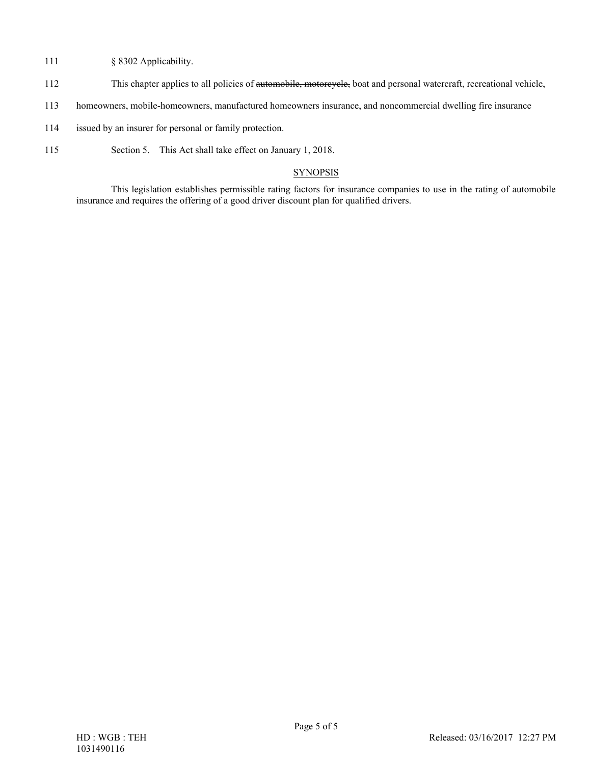111 § 8302 Applicability.

112 This chapter applies to all policies of ~~automobile, motorcycle,~~ boat and personal watercraft, recreational vehicle,

113 homeowners, mobile-homeowners, manufactured homeowners insurance, and noncommercial dwelling fire insurance

114 issued by an insurer for personal or family protection.

115 Section 5. This Act shall take effect on January 1, 2018.

SYNOPSIS

This legislation establishes permissible rating factors for insurance companies to use in the rating of automobile insurance and requires the offering of a good driver discount plan for qualified drivers.

HD : WGB : TEH
1031490116

Released: 03/16/2017 12:27 PM